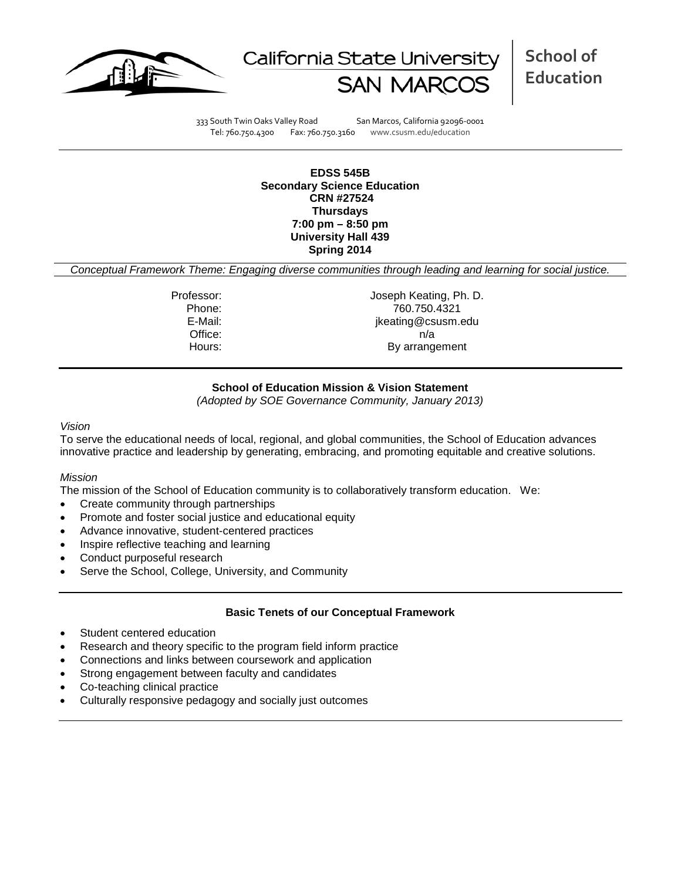California State University SAN MARCOS

**School of Education**

333 South Twin Oaks Valley Road    San Marcos, California 92096-0001
Tel: 760.750.4300    Fax: 760.750.3160    www.csusm.edu/education

---

**EDSS 545B**
**Secondary Science Education**
**CRN #27524**
**Thursdays**
**7:00 pm – 8:50 pm**
**University Hall 439**
**Spring 2014**

*Conceptual Framework Theme: Engaging diverse communities through leading and learning for social justice.*

Professor: Joseph Keating, Ph. D.
Phone: 760.750.4321
E-Mail: jkeating@csusm.edu
Office: n/a
Hours: By arrangement

---

**School of Education Mission & Vision Statement**
*(Adopted by SOE Governance Community, January 2013)*

*Vision*

To serve the educational needs of local, regional, and global communities, the School of Education advances innovative practice and leadership by generating, embracing, and promoting equitable and creative solutions.

*Mission*

The mission of the School of Education community is to collaboratively transform education. We:

- Create community through partnerships
- Promote and foster social justice and educational equity
- Advance innovative, student-centered practices
- Inspire reflective teaching and learning
- Conduct purposeful research
- Serve the School, College, University, and Community

---

**Basic Tenets of our Conceptual Framework**

- Student centered education
- Research and theory specific to the program field inform practice
- Connections and links between coursework and application
- Strong engagement between faculty and candidates
- Co-teaching clinical practice
- Culturally responsive pedagogy and socially just outcomes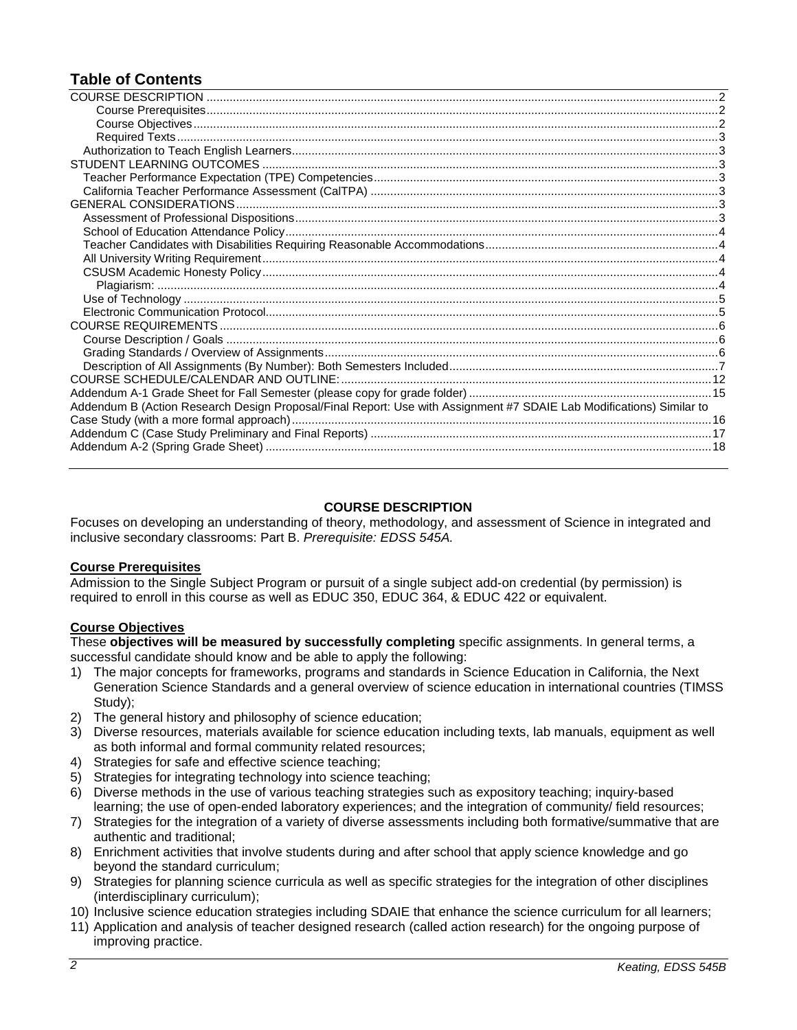# Table of Contents

COURSE DESCRIPTION ........ 2
- Course Prerequisites ........ 2
- Course Objectives ........ 2
- Required Texts ........ 3
- Authorization to Teach English Learners ........ 3

STUDENT LEARNING OUTCOMES ........ 3
- Teacher Performance Expectation (TPE) Competencies ........ 3
- California Teacher Performance Assessment (CalTPA) ........ 3

GENERAL CONSIDERATIONS ........ 3
- Assessment of Professional Dispositions ........ 3
- School of Education Attendance Policy ........ 4
- Teacher Candidates with Disabilities Requiring Reasonable Accommodations ........ 4
- All University Writing Requirement ........ 4
- CSUSM Academic Honesty Policy ........ 4
  - Plagiarism: ........ 4
- Use of Technology ........ 5
- Electronic Communication Protocol ........ 5

COURSE REQUIREMENTS ........ 6
- Course Description / Goals ........ 6
- Grading Standards / Overview of Assignments ........ 6
- Description of All Assignments (By Number): Both Semesters Included ........ 7

COURSE SCHEDULE/CALENDAR AND OUTLINE: ........ 12

Addendum A-1 Grade Sheet for Fall Semester (please copy for grade folder) ........ 15

Addendum B (Action Research Design Proposal/Final Report: Use with Assignment #7 SDAIE Lab Modifications) Similar to Case Study (with a more formal approach) ........ 16

Addendum C (Case Study Preliminary and Final Reports) ........ 17

Addendum A-2 (Spring Grade Sheet) ........ 18

## COURSE DESCRIPTION

Focuses on developing an understanding of theory, methodology, and assessment of Science in integrated and inclusive secondary classrooms: Part B. *Prerequisite: EDSS 545A.*

### Course Prerequisites

Admission to the Single Subject Program or pursuit of a single subject add-on credential (by permission) is required to enroll in this course as well as EDUC 350, EDUC 364, & EDUC 422 or equivalent.

### Course Objectives

These **objectives will be measured by successfully completing** specific assignments. In general terms, a successful candidate should know and be able to apply the following:

1) The major concepts for frameworks, programs and standards in Science Education in California, the Next Generation Science Standards and a general overview of science education in international countries (TIMSS Study);
2) The general history and philosophy of science education;
3) Diverse resources, materials available for science education including texts, lab manuals, equipment as well as both informal and formal community related resources;
4) Strategies for safe and effective science teaching;
5) Strategies for integrating technology into science teaching;
6) Diverse methods in the use of various teaching strategies such as expository teaching; inquiry-based learning; the use of open-ended laboratory experiences; and the integration of community/ field resources;
7) Strategies for the integration of a variety of diverse assessments including both formative/summative that are authentic and traditional;
8) Enrichment activities that involve students during and after school that apply science knowledge and go beyond the standard curriculum;
9) Strategies for planning science curricula as well as specific strategies for the integration of other disciplines (interdisciplinary curriculum);
10) Inclusive science education strategies including SDAIE that enhance the science curriculum for all learners;
11) Application and analysis of teacher designed research (called action research) for the ongoing purpose of improving practice.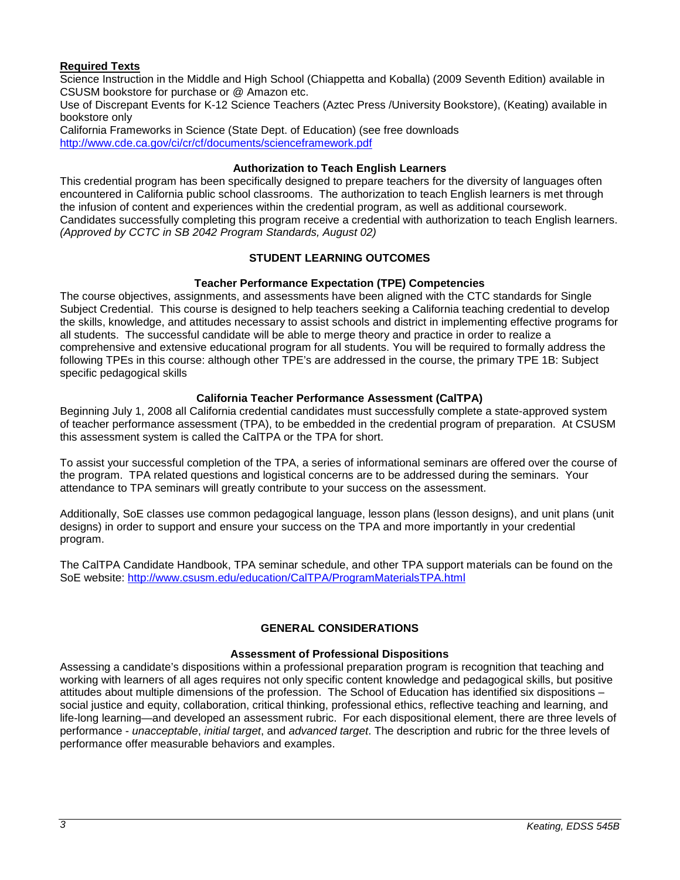**Required Texts**

Science Instruction in the Middle and High School (Chiappetta and Koballa) (2009 Seventh Edition) available in CSUSM bookstore for purchase or @ Amazon etc.

Use of Discrepant Events for K-12 Science Teachers (Aztec Press /University Bookstore), (Keating) available in bookstore only

California Frameworks in Science (State Dept. of Education) (see free downloads http://www.cde.ca.gov/ci/cr/cf/documents/scienceframework.pdf

### Authorization to Teach English Learners

This credential program has been specifically designed to prepare teachers for the diversity of languages often encountered in California public school classrooms. The authorization to teach English learners is met through the infusion of content and experiences within the credential program, as well as additional coursework. Candidates successfully completing this program receive a credential with authorization to teach English learners. *(Approved by CCTC in SB 2042 Program Standards, August 02)*

## STUDENT LEARNING OUTCOMES

### Teacher Performance Expectation (TPE) Competencies

The course objectives, assignments, and assessments have been aligned with the CTC standards for Single Subject Credential. This course is designed to help teachers seeking a California teaching credential to develop the skills, knowledge, and attitudes necessary to assist schools and district in implementing effective programs for all students. The successful candidate will be able to merge theory and practice in order to realize a comprehensive and extensive educational program for all students. You will be required to formally address the following TPEs in this course: although other TPE's are addressed in the course, the primary TPE 1B: Subject specific pedagogical skills

### California Teacher Performance Assessment (CalTPA)

Beginning July 1, 2008 all California credential candidates must successfully complete a state-approved system of teacher performance assessment (TPA), to be embedded in the credential program of preparation. At CSUSM this assessment system is called the CalTPA or the TPA for short.

To assist your successful completion of the TPA, a series of informational seminars are offered over the course of the program. TPA related questions and logistical concerns are to be addressed during the seminars. Your attendance to TPA seminars will greatly contribute to your success on the assessment.

Additionally, SoE classes use common pedagogical language, lesson plans (lesson designs), and unit plans (unit designs) in order to support and ensure your success on the TPA and more importantly in your credential program.

The CalTPA Candidate Handbook, TPA seminar schedule, and other TPA support materials can be found on the SoE website: http://www.csusm.edu/education/CalTPA/ProgramMaterialsTPA.html

## GENERAL CONSIDERATIONS

### Assessment of Professional Dispositions

Assessing a candidate's dispositions within a professional preparation program is recognition that teaching and working with learners of all ages requires not only specific content knowledge and pedagogical skills, but positive attitudes about multiple dimensions of the profession. The School of Education has identified six dispositions – social justice and equity, collaboration, critical thinking, professional ethics, reflective teaching and learning, and life-long learning—and developed an assessment rubric. For each dispositional element, there are three levels of performance - *unacceptable*, *initial target*, and *advanced target*. The description and rubric for the three levels of performance offer measurable behaviors and examples.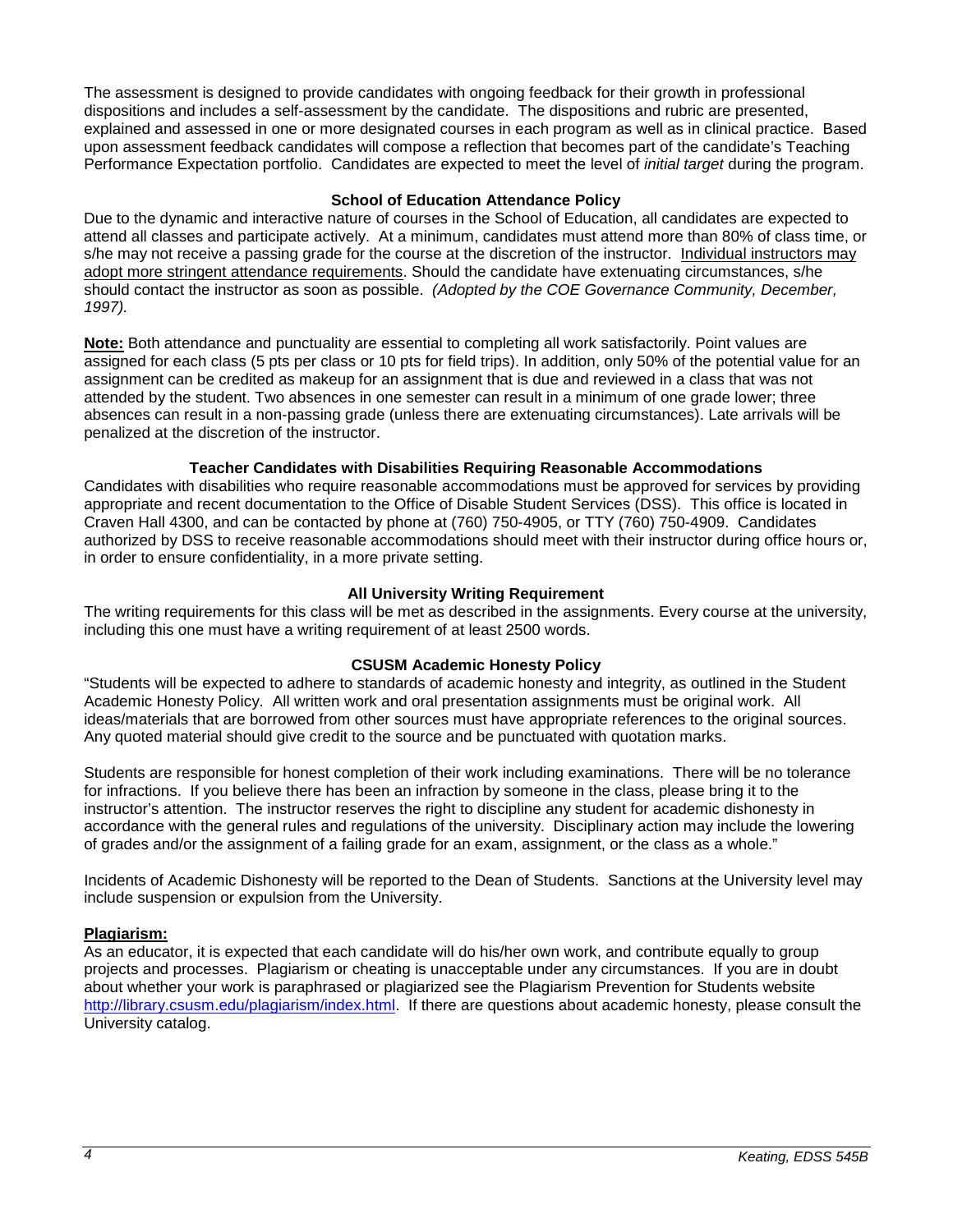The assessment is designed to provide candidates with ongoing feedback for their growth in professional dispositions and includes a self-assessment by the candidate. The dispositions and rubric are presented, explained and assessed in one or more designated courses in each program as well as in clinical practice. Based upon assessment feedback candidates will compose a reflection that becomes part of the candidate's Teaching Performance Expectation portfolio. Candidates are expected to meet the level of *initial target* during the program.

### School of Education Attendance Policy

Due to the dynamic and interactive nature of courses in the School of Education, all candidates are expected to attend all classes and participate actively. At a minimum, candidates must attend more than 80% of class time, or s/he may not receive a passing grade for the course at the discretion of the instructor. Individual instructors may adopt more stringent attendance requirements. Should the candidate have extenuating circumstances, s/he should contact the instructor as soon as possible. *(Adopted by the COE Governance Community, December, 1997).*

**Note:** Both attendance and punctuality are essential to completing all work satisfactorily. Point values are assigned for each class (5 pts per class or 10 pts for field trips). In addition, only 50% of the potential value for an assignment can be credited as makeup for an assignment that is due and reviewed in a class that was not attended by the student. Two absences in one semester can result in a minimum of one grade lower; three absences can result in a non-passing grade (unless there are extenuating circumstances). Late arrivals will be penalized at the discretion of the instructor.

### Teacher Candidates with Disabilities Requiring Reasonable Accommodations

Candidates with disabilities who require reasonable accommodations must be approved for services by providing appropriate and recent documentation to the Office of Disable Student Services (DSS). This office is located in Craven Hall 4300, and can be contacted by phone at (760) 750-4905, or TTY (760) 750-4909. Candidates authorized by DSS to receive reasonable accommodations should meet with their instructor during office hours or, in order to ensure confidentiality, in a more private setting.

### All University Writing Requirement

The writing requirements for this class will be met as described in the assignments. Every course at the university, including this one must have a writing requirement of at least 2500 words.

### CSUSM Academic Honesty Policy

"Students will be expected to adhere to standards of academic honesty and integrity, as outlined in the Student Academic Honesty Policy. All written work and oral presentation assignments must be original work. All ideas/materials that are borrowed from other sources must have appropriate references to the original sources. Any quoted material should give credit to the source and be punctuated with quotation marks.

Students are responsible for honest completion of their work including examinations. There will be no tolerance for infractions. If you believe there has been an infraction by someone in the class, please bring it to the instructor's attention. The instructor reserves the right to discipline any student for academic dishonesty in accordance with the general rules and regulations of the university. Disciplinary action may include the lowering of grades and/or the assignment of a failing grade for an exam, assignment, or the class as a whole."

Incidents of Academic Dishonesty will be reported to the Dean of Students. Sanctions at the University level may include suspension or expulsion from the University.

**Plagiarism:**

As an educator, it is expected that each candidate will do his/her own work, and contribute equally to group projects and processes. Plagiarism or cheating is unacceptable under any circumstances. If you are in doubt about whether your work is paraphrased or plagiarized see the Plagiarism Prevention for Students website http://library.csusm.edu/plagiarism/index.html. If there are questions about academic honesty, please consult the University catalog.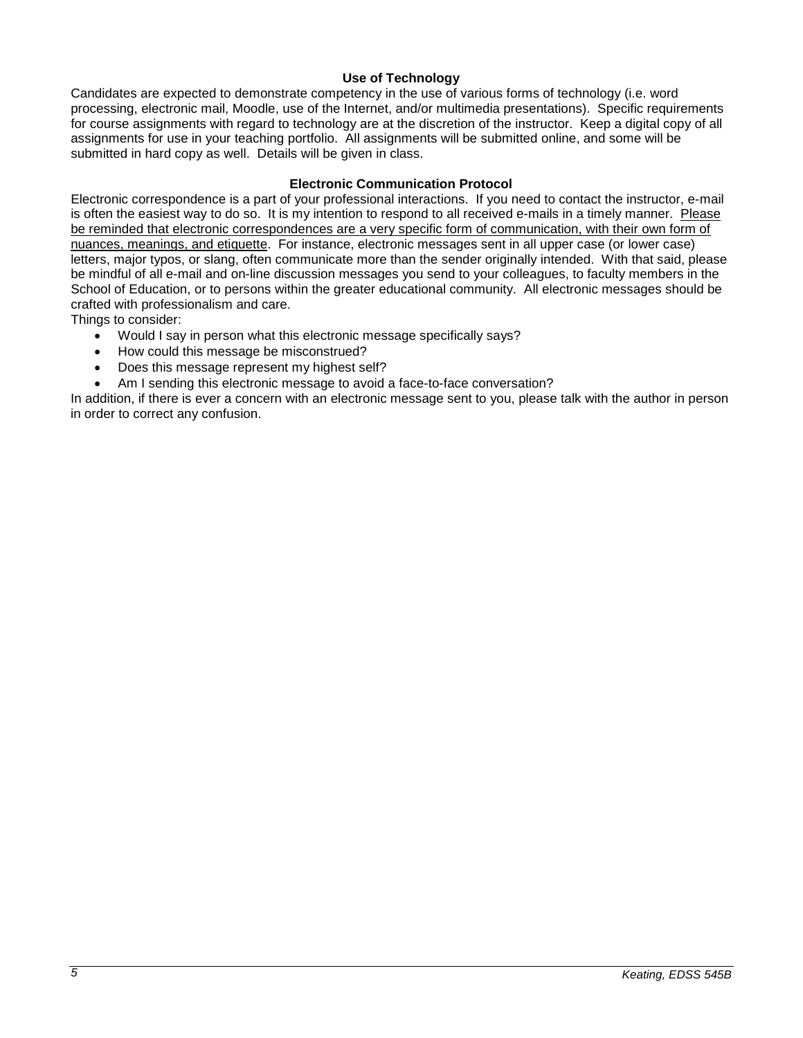### Use of Technology

Candidates are expected to demonstrate competency in the use of various forms of technology (i.e. word processing, electronic mail, Moodle, use of the Internet, and/or multimedia presentations). Specific requirements for course assignments with regard to technology are at the discretion of the instructor. Keep a digital copy of all assignments for use in your teaching portfolio. All assignments will be submitted online, and some will be submitted in hard copy as well. Details will be given in class.

### Electronic Communication Protocol

Electronic correspondence is a part of your professional interactions. If you need to contact the instructor, e-mail is often the easiest way to do so. It is my intention to respond to all received e-mails in a timely manner. <u>Please be reminded that electronic correspondences are a very specific form of communication, with their own form of nuances, meanings, and etiquette</u>. For instance, electronic messages sent in all upper case (or lower case) letters, major typos, or slang, often communicate more than the sender originally intended. With that said, please be mindful of all e-mail and on-line discussion messages you send to your colleagues, to faculty members in the School of Education, or to persons within the greater educational community. All electronic messages should be crafted with professionalism and care.

Things to consider:

- Would I say in person what this electronic message specifically says?
- How could this message be misconstrued?
- Does this message represent my highest self?
- Am I sending this electronic message to avoid a face-to-face conversation?

In addition, if there is ever a concern with an electronic message sent to you, please talk with the author in person in order to correct any confusion.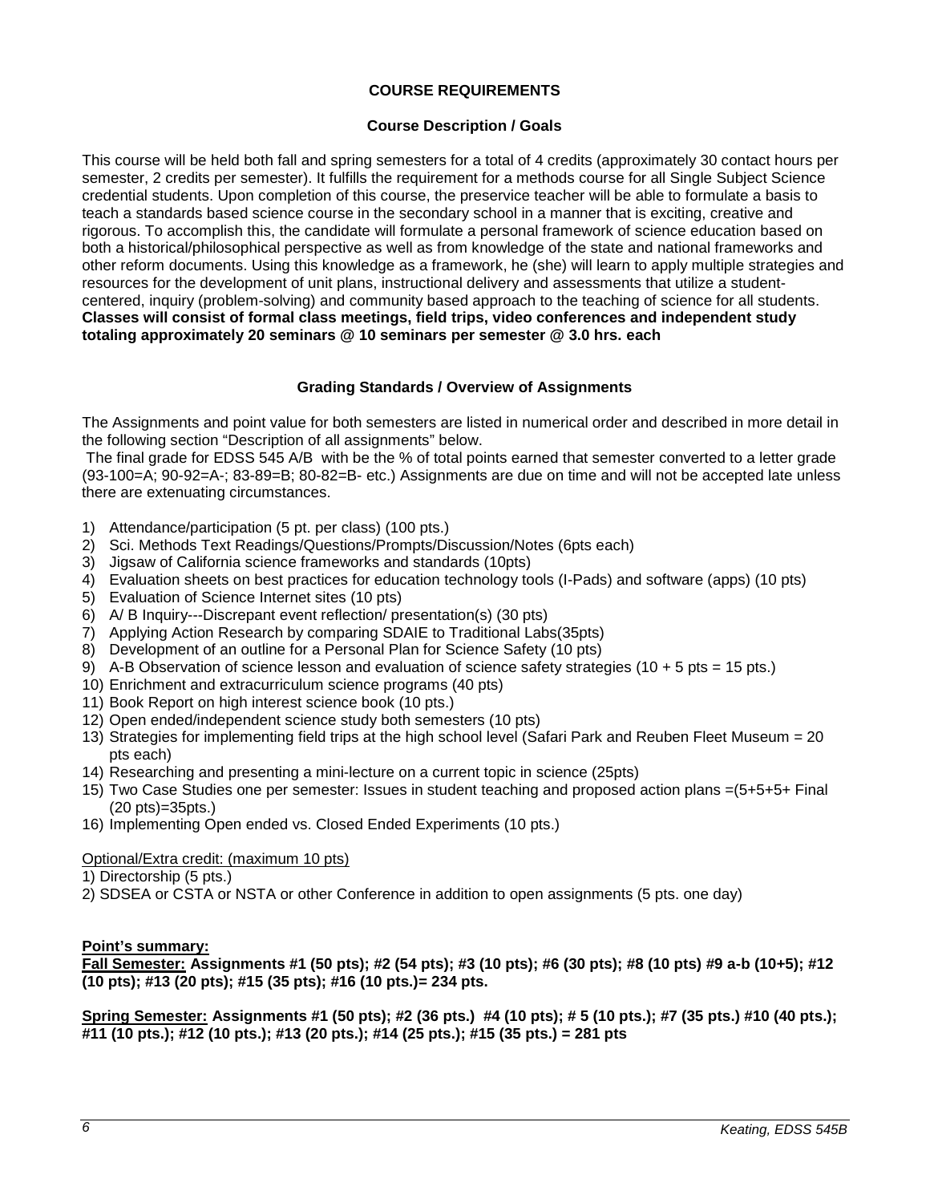## COURSE REQUIREMENTS

### Course Description / Goals

This course will be held both fall and spring semesters for a total of 4 credits (approximately 30 contact hours per semester, 2 credits per semester). It fulfills the requirement for a methods course for all Single Subject Science credential students. Upon completion of this course, the preservice teacher will be able to formulate a basis to teach a standards based science course in the secondary school in a manner that is exciting, creative and rigorous. To accomplish this, the candidate will formulate a personal framework of science education based on both a historical/philosophical perspective as well as from knowledge of the state and national frameworks and other reform documents. Using this knowledge as a framework, he (she) will learn to apply multiple strategies and resources for the development of unit plans, instructional delivery and assessments that utilize a student-centered, inquiry (problem-solving) and community based approach to the teaching of science for all students. **Classes will consist of formal class meetings, field trips, video conferences and independent study totaling approximately 20 seminars @ 10 seminars per semester @ 3.0 hrs. each**

### Grading Standards / Overview of Assignments

The Assignments and point value for both semesters are listed in numerical order and described in more detail in the following section "Description of all assignments" below.

The final grade for EDSS 545 A/B with be the % of total points earned that semester converted to a letter grade (93-100=A; 90-92=A-; 83-89=B; 80-82=B- etc.) Assignments are due on time and will not be accepted late unless there are extenuating circumstances.

1) Attendance/participation (5 pt. per class) (100 pts.)
2) Sci. Methods Text Readings/Questions/Prompts/Discussion/Notes (6pts each)
3) Jigsaw of California science frameworks and standards (10pts)
4) Evaluation sheets on best practices for education technology tools (I-Pads) and software (apps) (10 pts)
5) Evaluation of Science Internet sites (10 pts)
6) A/ B Inquiry---Discrepant event reflection/ presentation(s) (30 pts)
7) Applying Action Research by comparing SDAIE to Traditional Labs(35pts)
8) Development of an outline for a Personal Plan for Science Safety (10 pts)
9) A-B Observation of science lesson and evaluation of science safety strategies (10 + 5 pts = 15 pts.)
10) Enrichment and extracurriculum science programs (40 pts)
11) Book Report on high interest science book (10 pts.)
12) Open ended/independent science study both semesters (10 pts)
13) Strategies for implementing field trips at the high school level (Safari Park and Reuben Fleet Museum = 20 pts each)
14) Researching and presenting a mini-lecture on a current topic in science (25pts)
15) Two Case Studies one per semester: Issues in student teaching and proposed action plans =(5+5+5+ Final (20 pts)=35pts.)
16) Implementing Open ended vs. Closed Ended Experiments (10 pts.)

Optional/Extra credit: (maximum 10 pts)

1) Directorship (5 pts.)
2) SDSEA or CSTA or NSTA or other Conference in addition to open assignments (5 pts. one day)

**Point's summary:**

**Fall Semester: Assignments #1 (50 pts); #2 (54 pts); #3 (10 pts); #6 (30 pts); #8 (10 pts) #9 a-b (10+5); #12 (10 pts); #13 (20 pts); #15 (35 pts); #16 (10 pts.)= 234 pts.**

**Spring Semester: Assignments #1 (50 pts); #2 (36 pts.) #4 (10 pts); # 5 (10 pts.); #7 (35 pts.) #10 (40 pts.); #11 (10 pts.); #12 (10 pts.); #13 (20 pts.); #14 (25 pts.); #15 (35 pts.) = 281 pts**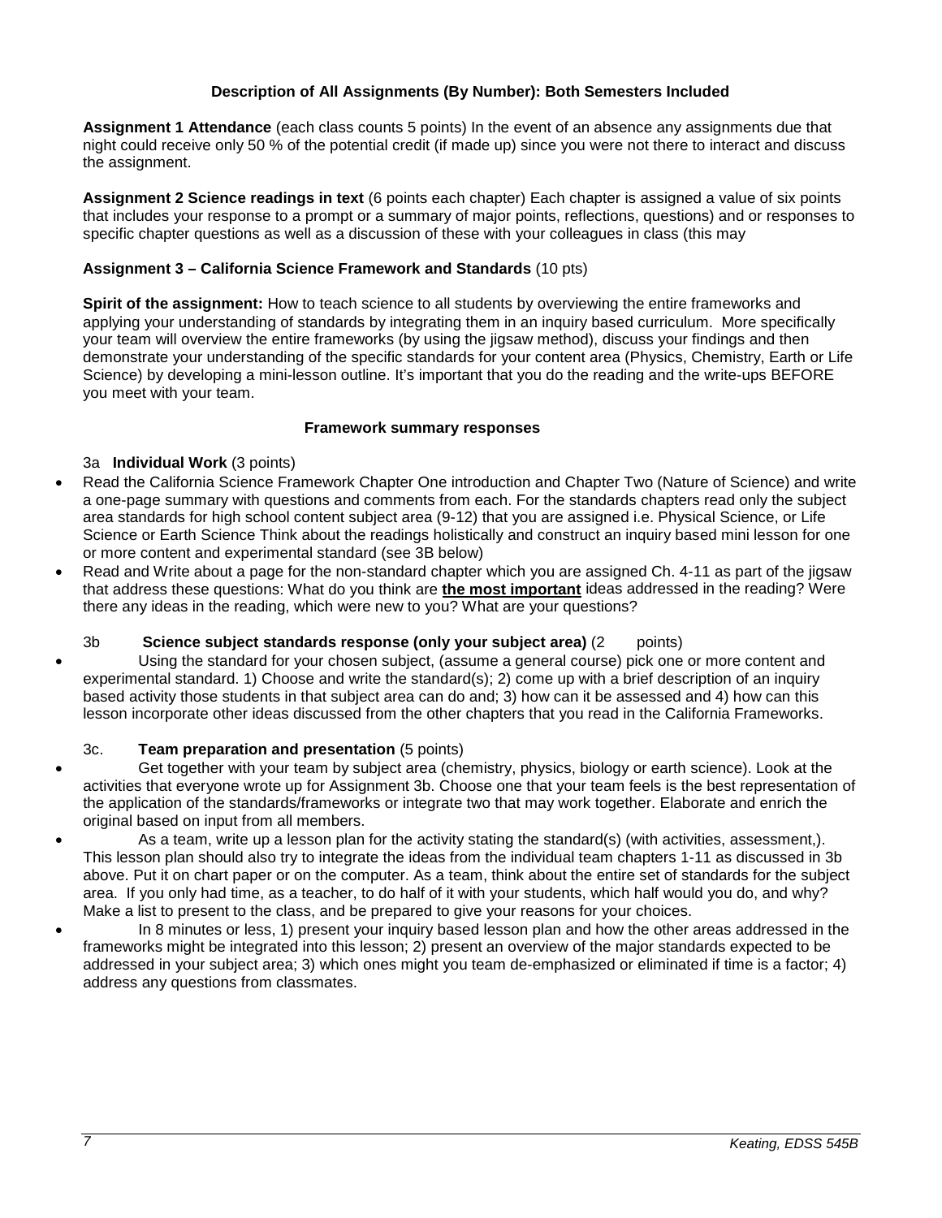## Description of All Assignments (By Number): Both Semesters Included

**Assignment 1 Attendance** (each class counts 5 points) In the event of an absence any assignments due that night could receive only 50 % of the potential credit (if made up) since you were not there to interact and discuss the assignment.

**Assignment 2 Science readings in text** (6 points each chapter) Each chapter is assigned a value of six points that includes your response to a prompt or a summary of major points, reflections, questions) and or responses to specific chapter questions as well as a discussion of these with your colleagues in class (this may

**Assignment 3 – California Science Framework and Standards** (10 pts)

**Spirit of the assignment:** How to teach science to all students by overviewing the entire frameworks and applying your understanding of standards by integrating them in an inquiry based curriculum. More specifically your team will overview the entire frameworks (by using the jigsaw method), discuss your findings and then demonstrate your understanding of the specific standards for your content area (Physics, Chemistry, Earth or Life Science) by developing a mini-lesson outline. It's important that you do the reading and the write-ups BEFORE you meet with your team.

**Framework summary responses**

3a **Individual Work** (3 points)

- Read the California Science Framework Chapter One introduction and Chapter Two (Nature of Science) and write a one-page summary with questions and comments from each. For the standards chapters read only the subject area standards for high school content subject area (9-12) that you are assigned i.e. Physical Science, or Life Science or Earth Science Think about the readings holistically and construct an inquiry based mini lesson for one or more content and experimental standard (see 3B below)
- Read and Write about a page for the non-standard chapter which you are assigned Ch. 4-11 as part of the jigsaw that address these questions: What do you think are **<u>the most important</u>** ideas addressed in the reading? Were there any ideas in the reading, which were new to you? What are your questions?

3b **Science subject standards response (only your subject area)** (2 points)

- Using the standard for your chosen subject, (assume a general course) pick one or more content and experimental standard. 1) Choose and write the standard(s); 2) come up with a brief description of an inquiry based activity those students in that subject area can do and; 3) how can it be assessed and 4) how can this lesson incorporate other ideas discussed from the other chapters that you read in the California Frameworks.

3c. **Team preparation and presentation** (5 points)

- Get together with your team by subject area (chemistry, physics, biology or earth science). Look at the activities that everyone wrote up for Assignment 3b. Choose one that your team feels is the best representation of the application of the standards/frameworks or integrate two that may work together. Elaborate and enrich the original based on input from all members.
- As a team, write up a lesson plan for the activity stating the standard(s) (with activities, assessment,). This lesson plan should also try to integrate the ideas from the individual team chapters 1-11 as discussed in 3b above. Put it on chart paper or on the computer. As a team, think about the entire set of standards for the subject area. If you only had time, as a teacher, to do half of it with your students, which half would you do, and why? Make a list to present to the class, and be prepared to give your reasons for your choices.
- In 8 minutes or less, 1) present your inquiry based lesson plan and how the other areas addressed in the frameworks might be integrated into this lesson; 2) present an overview of the major standards expected to be addressed in your subject area; 3) which ones might you team de-emphasized or eliminated if time is a factor; 4) address any questions from classmates.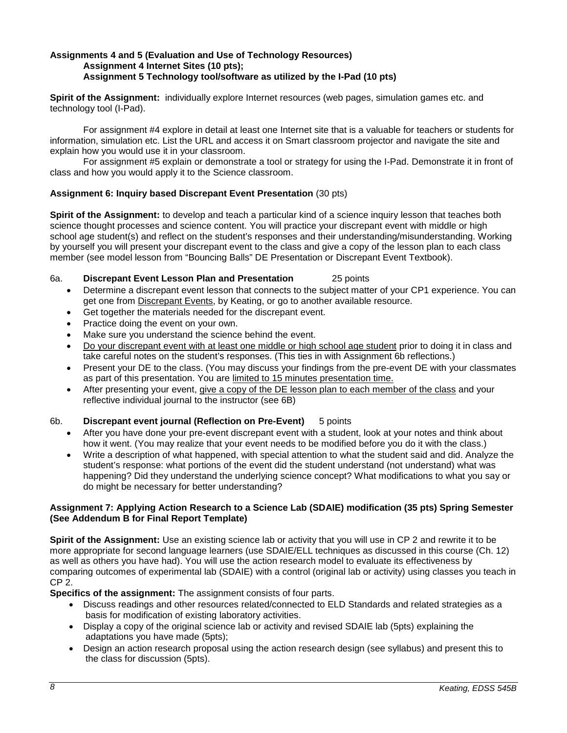**Assignments 4 and 5 (Evaluation and Use of Technology Resources)**
**Assignment 4 Internet Sites (10 pts);**
**Assignment 5 Technology tool/software as utilized by the I-Pad (10 pts)**

**Spirit of the Assignment:** individually explore Internet resources (web pages, simulation games etc. and technology tool (I-Pad).

For assignment #4 explore in detail at least one Internet site that is a valuable for teachers or students for information, simulation etc. List the URL and access it on Smart classroom projector and navigate the site and explain how you would use it in your classroom.

For assignment #5 explain or demonstrate a tool or strategy for using the I-Pad. Demonstrate it in front of class and how you would apply it to the Science classroom.

**Assignment 6: Inquiry based Discrepant Event Presentation** (30 pts)

**Spirit of the Assignment:** to develop and teach a particular kind of a science inquiry lesson that teaches both science thought processes and science content. You will practice your discrepant event with middle or high school age student(s) and reflect on the student's responses and their understanding/misunderstanding. Working by yourself you will present your discrepant event to the class and give a copy of the lesson plan to each class member (see model lesson from "Bouncing Balls" DE Presentation or Discrepant Event Textbook).

6a. **Discrepant Event Lesson Plan and Presentation** 25 points

- Determine a discrepant event lesson that connects to the subject matter of your CP1 experience. You can get one from Discrepant Events, by Keating, or go to another available resource.
- Get together the materials needed for the discrepant event.
- Practice doing the event on your own.
- Make sure you understand the science behind the event.
- Do your discrepant event with at least one middle or high school age student prior to doing it in class and take careful notes on the student's responses. (This ties in with Assignment 6b reflections.)
- Present your DE to the class. (You may discuss your findings from the pre-event DE with your classmates as part of this presentation. You are limited to 15 minutes presentation time.
- After presenting your event, give a copy of the DE lesson plan to each member of the class and your reflective individual journal to the instructor (see 6B)

6b. **Discrepant event journal (Reflection on Pre-Event)** 5 points

- After you have done your pre-event discrepant event with a student, look at your notes and think about how it went. (You may realize that your event needs to be modified before you do it with the class.)
- Write a description of what happened, with special attention to what the student said and did. Analyze the student's response: what portions of the event did the student understand (not understand) what was happening? Did they understand the underlying science concept? What modifications to what you say or do might be necessary for better understanding?

**Assignment 7: Applying Action Research to a Science Lab (SDAIE) modification (35 pts) Spring Semester (See Addendum B for Final Report Template)**

**Spirit of the Assignment:** Use an existing science lab or activity that you will use in CP 2 and rewrite it to be more appropriate for second language learners (use SDAIE/ELL techniques as discussed in this course (Ch. 12) as well as others you have had). You will use the action research model to evaluate its effectiveness by comparing outcomes of experimental lab (SDAIE) with a control (original lab or activity) using classes you teach in CP 2.

**Specifics of the assignment:** The assignment consists of four parts.

- Discuss readings and other resources related/connected to ELD Standards and related strategies as a basis for modification of existing laboratory activities.
- Display a copy of the original science lab or activity and revised SDAIE lab (5pts) explaining the adaptations you have made (5pts);
- Design an action research proposal using the action research design (see syllabus) and present this to the class for discussion (5pts).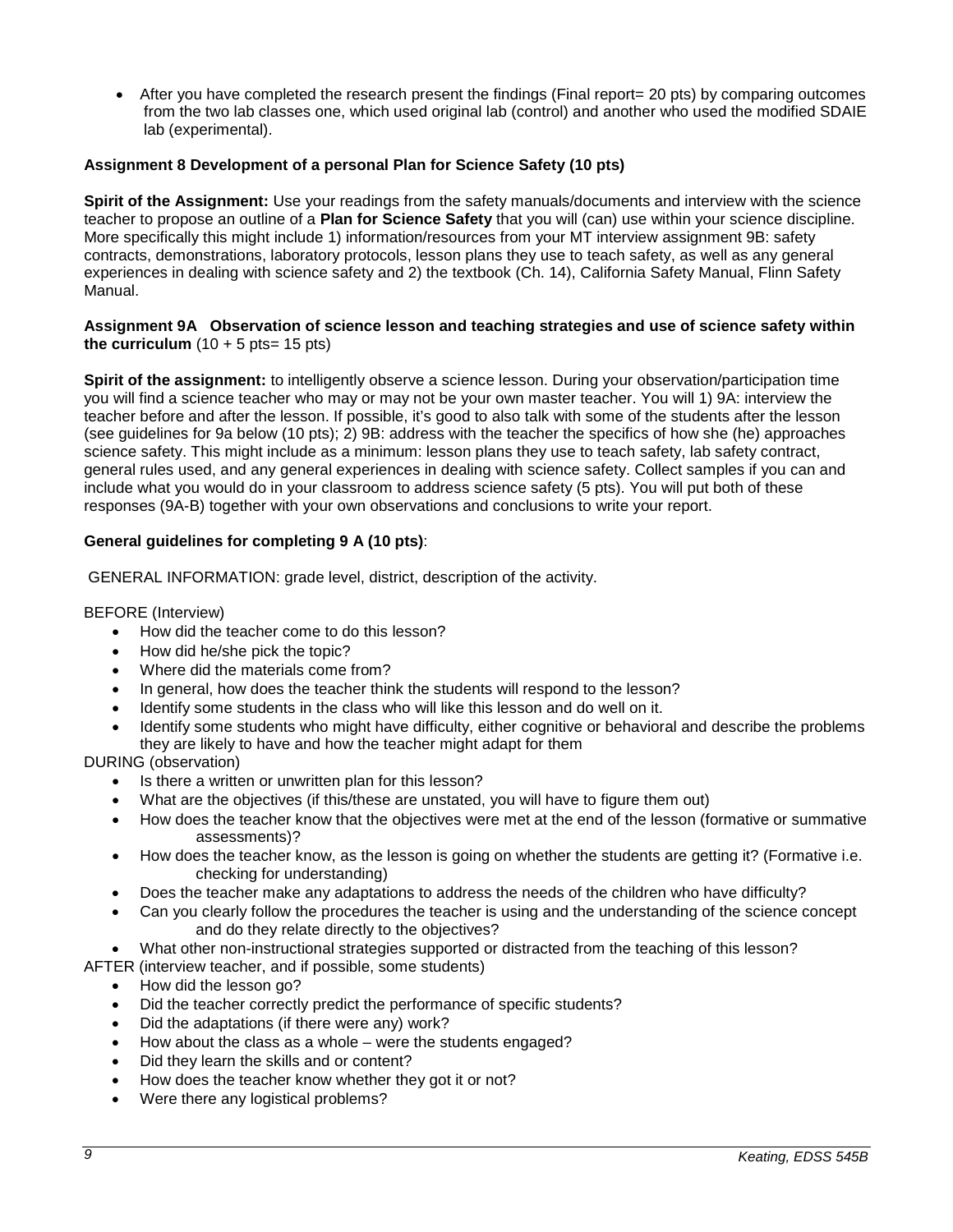- After you have completed the research present the findings (Final report= 20 pts) by comparing outcomes from the two lab classes one, which used original lab (control) and another who used the modified SDAIE lab (experimental).

**Assignment 8 Development of a personal Plan for Science Safety (10 pts)**

**Spirit of the Assignment:** Use your readings from the safety manuals/documents and interview with the science teacher to propose an outline of a **Plan for Science Safety** that you will (can) use within your science discipline. More specifically this might include 1) information/resources from your MT interview assignment 9B: safety contracts, demonstrations, laboratory protocols, lesson plans they use to teach safety, as well as any general experiences in dealing with science safety and 2) the textbook (Ch. 14), California Safety Manual, Flinn Safety Manual.

**Assignment 9A Observation of science lesson and teaching strategies and use of science safety within the curriculum** (10 + 5 pts= 15 pts)

**Spirit of the assignment:** to intelligently observe a science lesson. During your observation/participation time you will find a science teacher who may or may not be your own master teacher. You will 1) 9A: interview the teacher before and after the lesson. If possible, it's good to also talk with some of the students after the lesson (see guidelines for 9a below (10 pts); 2) 9B: address with the teacher the specifics of how she (he) approaches science safety. This might include as a minimum: lesson plans they use to teach safety, lab safety contract, general rules used, and any general experiences in dealing with science safety. Collect samples if you can and include what you would do in your classroom to address science safety (5 pts). You will put both of these responses (9A-B) together with your own observations and conclusions to write your report.

**General guidelines for completing 9 A (10 pts)**:

GENERAL INFORMATION: grade level, district, description of the activity.

BEFORE (Interview)

- How did the teacher come to do this lesson?
- How did he/she pick the topic?
- Where did the materials come from?
- In general, how does the teacher think the students will respond to the lesson?
- Identify some students in the class who will like this lesson and do well on it.
- Identify some students who might have difficulty, either cognitive or behavioral and describe the problems they are likely to have and how the teacher might adapt for them

DURING (observation)

- Is there a written or unwritten plan for this lesson?
- What are the objectives (if this/these are unstated, you will have to figure them out)
- How does the teacher know that the objectives were met at the end of the lesson (formative or summative assessments)?
- How does the teacher know, as the lesson is going on whether the students are getting it? (Formative i.e. checking for understanding)
- Does the teacher make any adaptations to address the needs of the children who have difficulty?
- Can you clearly follow the procedures the teacher is using and the understanding of the science concept and do they relate directly to the objectives?
- What other non-instructional strategies supported or distracted from the teaching of this lesson?

AFTER (interview teacher, and if possible, some students)

- How did the lesson go?
- Did the teacher correctly predict the performance of specific students?
- Did the adaptations (if there were any) work?
- How about the class as a whole – were the students engaged?
- Did they learn the skills and or content?
- How does the teacher know whether they got it or not?
- Were there any logistical problems?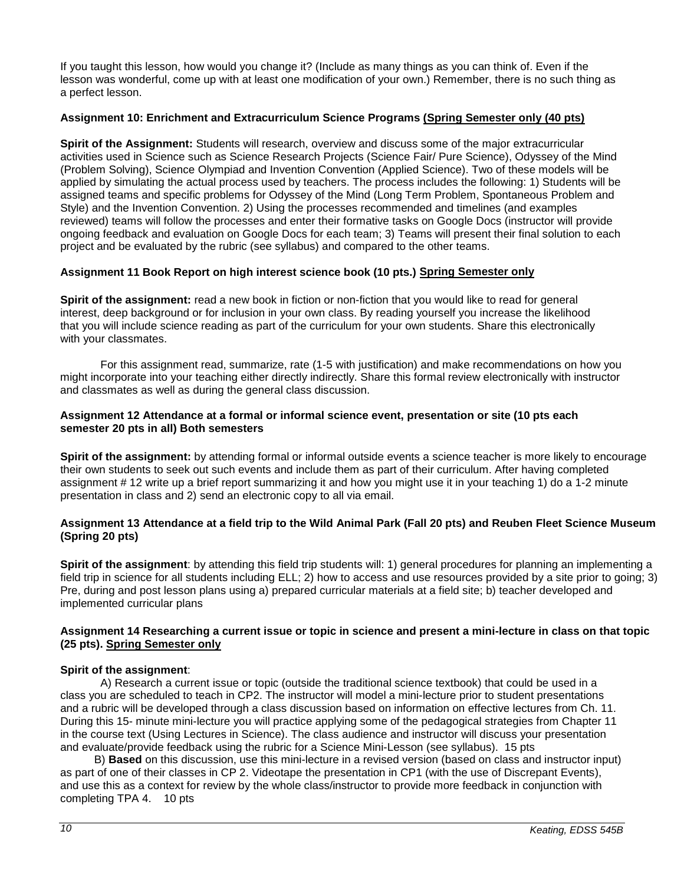If you taught this lesson, how would you change it? (Include as many things as you can think of. Even if the lesson was wonderful, come up with at least one modification of your own.) Remember, there is no such thing as a perfect lesson.

### Assignment 10: Enrichment and Extracurriculum Science Programs <u>(Spring Semester only (40 pts)</u>

**Spirit of the Assignment:** Students will research, overview and discuss some of the major extracurricular activities used in Science such as Science Research Projects (Science Fair/ Pure Science), Odyssey of the Mind (Problem Solving), Science Olympiad and Invention Convention (Applied Science). Two of these models will be applied by simulating the actual process used by teachers. The process includes the following: 1) Students will be assigned teams and specific problems for Odyssey of the Mind (Long Term Problem, Spontaneous Problem and Style) and the Invention Convention. 2) Using the processes recommended and timelines (and examples reviewed) teams will follow the processes and enter their formative tasks on Google Docs (instructor will provide ongoing feedback and evaluation on Google Docs for each team; 3) Teams will present their final solution to each project and be evaluated by the rubric (see syllabus) and compared to the other teams.

### Assignment 11 Book Report on high interest science book (10 pts.) <u>Spring Semester only</u>

**Spirit of the assignment:** read a new book in fiction or non-fiction that you would like to read for general interest, deep background or for inclusion in your own class. By reading yourself you increase the likelihood that you will include science reading as part of the curriculum for your own students. Share this electronically with your classmates.

For this assignment read, summarize, rate (1-5 with justification) and make recommendations on how you might incorporate into your teaching either directly indirectly. Share this formal review electronically with instructor and classmates as well as during the general class discussion.

### Assignment 12 Attendance at a formal or informal science event, presentation or site (10 pts each semester 20 pts in all) Both semesters

**Spirit of the assignment:** by attending formal or informal outside events a science teacher is more likely to encourage their own students to seek out such events and include them as part of their curriculum. After having completed assignment # 12 write up a brief report summarizing it and how you might use it in your teaching 1) do a 1-2 minute presentation in class and 2) send an electronic copy to all via email.

### Assignment 13 Attendance at a field trip to the Wild Animal Park (Fall 20 pts) and Reuben Fleet Science Museum (Spring 20 pts)

**Spirit of the assignment**: by attending this field trip students will: 1) general procedures for planning an implementing a field trip in science for all students including ELL; 2) how to access and use resources provided by a site prior to going; 3) Pre, during and post lesson plans using a) prepared curricular materials at a field site; b) teacher developed and implemented curricular plans

### Assignment 14 Researching a current issue or topic in science and present a mini-lecture in class on that topic (25 pts). <u>Spring Semester only</u>

**Spirit of the assignment**:

A) Research a current issue or topic (outside the traditional science textbook) that could be used in a class you are scheduled to teach in CP2. The instructor will model a mini-lecture prior to student presentations and a rubric will be developed through a class discussion based on information on effective lectures from Ch. 11. During this 15- minute mini-lecture you will practice applying some of the pedagogical strategies from Chapter 11 in the course text (Using Lectures in Science). The class audience and instructor will discuss your presentation and evaluate/provide feedback using the rubric for a Science Mini-Lesson (see syllabus). 15 pts

B) **Based** on this discussion, use this mini-lecture in a revised version (based on class and instructor input) as part of one of their classes in CP 2. Videotape the presentation in CP1 (with the use of Discrepant Events), and use this as a context for review by the whole class/instructor to provide more feedback in conjunction with completing TPA 4. 10 pts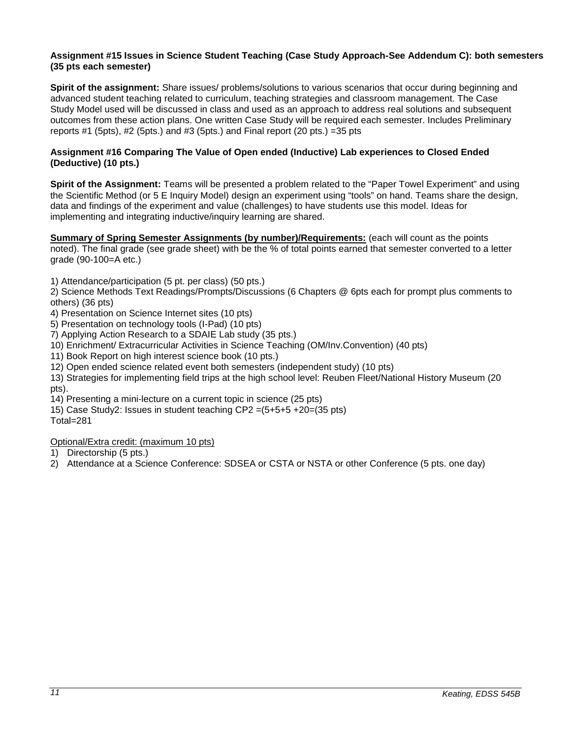**Assignment #15 Issues in Science Student Teaching (Case Study Approach-See Addendum C): both semesters (35 pts each semester)**

**Spirit of the assignment:** Share issues/ problems/solutions to various scenarios that occur during beginning and advanced student teaching related to curriculum, teaching strategies and classroom management. The Case Study Model used will be discussed in class and used as an approach to address real solutions and subsequent outcomes from these action plans. One written Case Study will be required each semester. Includes Preliminary reports #1 (5pts), #2 (5pts.) and #3 (5pts.) and Final report (20 pts.) =35 pts

**Assignment #16 Comparing The Value of Open ended (Inductive) Lab experiences to Closed Ended (Deductive) (10 pts.)**

**Spirit of the Assignment:** Teams will be presented a problem related to the "Paper Towel Experiment" and using the Scientific Method (or 5 E Inquiry Model) design an experiment using "tools" on hand. Teams share the design, data and findings of the experiment and value (challenges) to have students use this model. Ideas for implementing and integrating inductive/inquiry learning are shared.

**Summary of Spring Semester Assignments (by number)/Requirements:** (each will count as the points noted). The final grade (see grade sheet) with be the % of total points earned that semester converted to a letter grade (90-100=A etc.)

1) Attendance/participation (5 pt. per class) (50 pts.)
2) Science Methods Text Readings/Prompts/Discussions (6 Chapters @ 6pts each for prompt plus comments to others) (36 pts)
4) Presentation on Science Internet sites (10 pts)
5) Presentation on technology tools (I-Pad) (10 pts)
7) Applying Action Research to a SDAIE Lab study (35 pts.)
10) Enrichment/ Extracurricular Activities in Science Teaching (OM/Inv.Convention) (40 pts)
11) Book Report on high interest science book (10 pts.)
12) Open ended science related event both semesters (independent study) (10 pts)
13) Strategies for implementing field trips at the high school level: Reuben Fleet/National History Museum (20 pts).
14) Presenting a mini-lecture on a current topic in science (25 pts)
15) Case Study2: Issues in student teaching CP2 =(5+5+5 +20=(35 pts)
Total=281

Optional/Extra credit: (maximum 10 pts)

1) Directorship (5 pts.)
2) Attendance at a Science Conference: SDSEA or CSTA or NSTA or other Conference (5 pts. one day)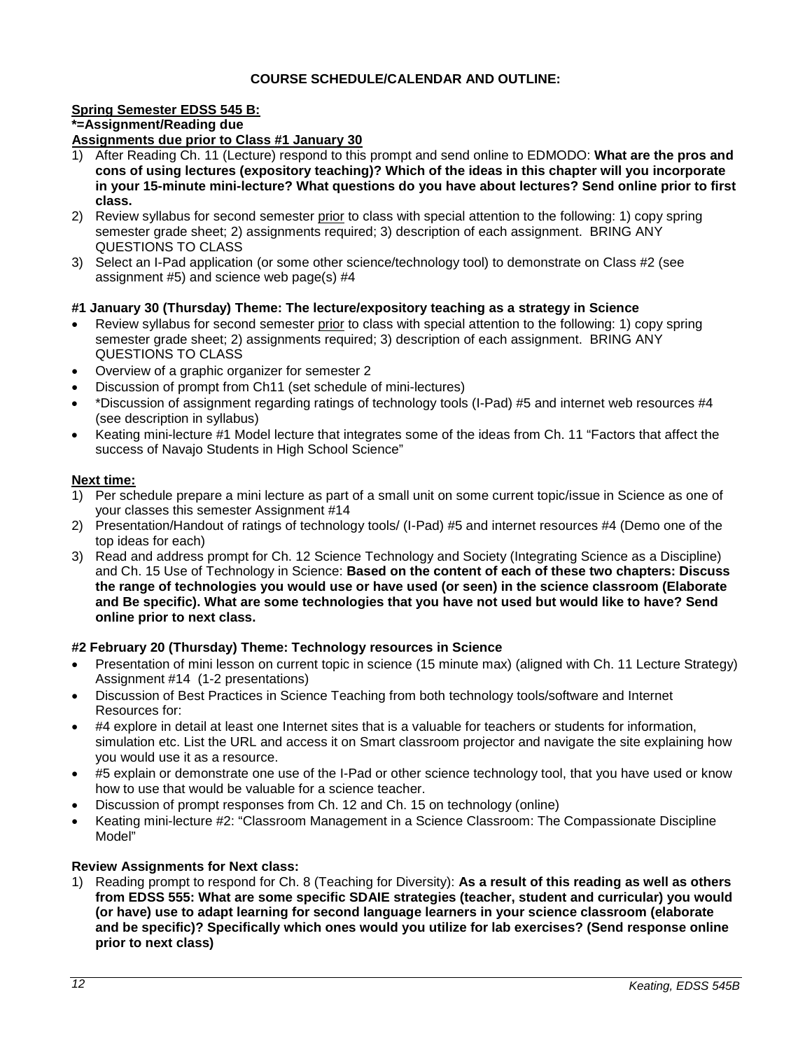**COURSE SCHEDULE/CALENDAR AND OUTLINE:**

**Spring Semester EDSS 545 B:**
***=Assignment/Reading due**
**Assignments due prior to Class #1 January 30**

1) After Reading Ch. 11 (Lecture) respond to this prompt and send online to EDMODO: **What are the pros and cons of using lectures (expository teaching)? Which of the ideas in this chapter will you incorporate in your 15-minute mini-lecture? What questions do you have about lectures? Send online prior to first class.**
2) Review syllabus for second semester prior to class with special attention to the following: 1) copy spring semester grade sheet; 2) assignments required; 3) description of each assignment. BRING ANY QUESTIONS TO CLASS
3) Select an I-Pad application (or some other science/technology tool) to demonstrate on Class #2 (see assignment #5) and science web page(s) #4

**#1 January 30 (Thursday) Theme: The lecture/expository teaching as a strategy in Science**

- Review syllabus for second semester prior to class with special attention to the following: 1) copy spring semester grade sheet; 2) assignments required; 3) description of each assignment. BRING ANY QUESTIONS TO CLASS
- Overview of a graphic organizer for semester 2
- Discussion of prompt from Ch11 (set schedule of mini-lectures)
- *Discussion of assignment regarding ratings of technology tools (I-Pad) #5 and internet web resources #4 (see description in syllabus)
- Keating mini-lecture #1 Model lecture that integrates some of the ideas from Ch. 11 "Factors that affect the success of Navajo Students in High School Science"

**Next time:**

1) Per schedule prepare a mini lecture as part of a small unit on some current topic/issue in Science as one of your classes this semester Assignment #14
2) Presentation/Handout of ratings of technology tools/ (I-Pad) #5 and internet resources #4 (Demo one of the top ideas for each)
3) Read and address prompt for Ch. 12 Science Technology and Society (Integrating Science as a Discipline) and Ch. 15 Use of Technology in Science: **Based on the content of each of these two chapters: Discuss the range of technologies you would use or have used (or seen) in the science classroom (Elaborate and Be specific). What are some technologies that you have not used but would like to have? Send online prior to next class.**

**#2 February 20 (Thursday) Theme: Technology resources in Science**

- Presentation of mini lesson on current topic in science (15 minute max) (aligned with Ch. 11 Lecture Strategy) Assignment #14 (1-2 presentations)
- Discussion of Best Practices in Science Teaching from both technology tools/software and Internet Resources for:
- #4 explore in detail at least one Internet sites that is a valuable for teachers or students for information, simulation etc. List the URL and access it on Smart classroom projector and navigate the site explaining how you would use it as a resource.
- #5 explain or demonstrate one use of the I-Pad or other science technology tool, that you have used or know how to use that would be valuable for a science teacher.
- Discussion of prompt responses from Ch. 12 and Ch. 15 on technology (online)
- Keating mini-lecture #2: "Classroom Management in a Science Classroom: The Compassionate Discipline Model"

**Review Assignments for Next class:**

1) Reading prompt to respond for Ch. 8 (Teaching for Diversity): **As a result of this reading as well as others from EDSS 555: What are some specific SDAIE strategies (teacher, student and curricular) you would (or have) use to adapt learning for second language learners in your science classroom (elaborate and be specific)? Specifically which ones would you utilize for lab exercises? (Send response online prior to next class)**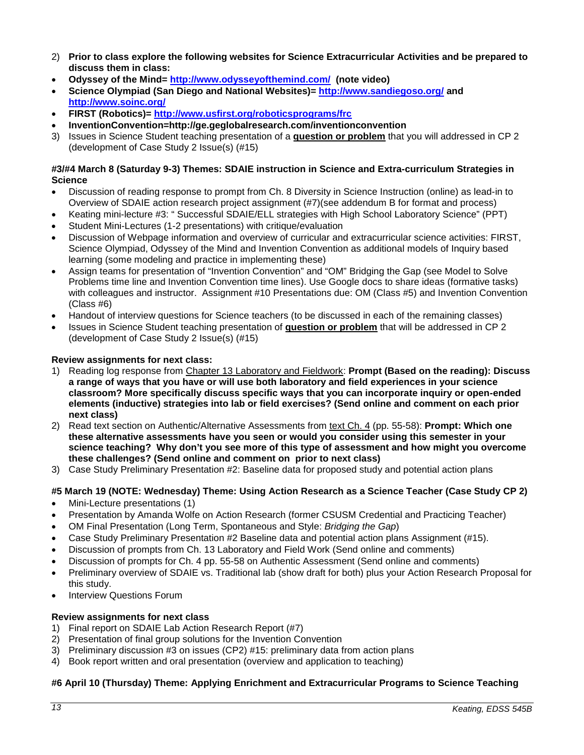2) **Prior to class explore the following websites for Science Extracurricular Activities and be prepared to discuss them in class:**

- **Odyssey of the Mind= [http://www.odysseyofthemind.com/](http://www.odysseyofthemind.com/) (note video)**
- **Science Olympiad (San Diego and National Websites)= [http://www.sandiegoso.org/](http://www.sandiegoso.org/) and [http://www.soinc.org/](http://www.soinc.org/)**
- **FIRST (Robotics)= [http://www.usfirst.org/roboticsprograms/frc](http://www.usfirst.org/roboticsprograms/frc)**
- **InventionConvention=http://ge.geglobalresearch.com/inventionconvention**

3) Issues in Science Student teaching presentation of a **question or problem** that you will addressed in CP 2 (development of Case Study 2 Issue(s) (#15)

**#3/#4 March 8 (Saturday 9-3) Themes: SDAIE instruction in Science and Extra-curriculum Strategies in Science**

- Discussion of reading response to prompt from Ch. 8 Diversity in Science Instruction (online) as lead-in to Overview of SDAIE action research project assignment (#7)(see addendum B for format and process)
- Keating mini-lecture #3: " Successful SDAIE/ELL strategies with High School Laboratory Science" (PPT)
- Student Mini-Lectures (1-2 presentations) with critique/evaluation
- Discussion of Webpage information and overview of curricular and extracurricular science activities: FIRST, Science Olympiad, Odyssey of the Mind and Invention Convention as additional models of Inquiry based learning (some modeling and practice in implementing these)
- Assign teams for presentation of "Invention Convention" and "OM" Bridging the Gap (see Model to Solve Problems time line and Invention Convention time lines). Use Google docs to share ideas (formative tasks) with colleagues and instructor. Assignment #10 Presentations due: OM (Class #5) and Invention Convention (Class #6)
- Handout of interview questions for Science teachers (to be discussed in each of the remaining classes)
- Issues in Science Student teaching presentation of **question or problem** that will be addressed in CP 2 (development of Case Study 2 Issue(s) (#15)

**Review assignments for next class:**

1) Reading log response from Chapter 13 Laboratory and Fieldwork: **Prompt (Based on the reading): Discuss a range of ways that you have or will use both laboratory and field experiences in your science classroom? More specifically discuss specific ways that you can incorporate inquiry or open-ended elements (inductive) strategies into lab or field exercises? (Send online and comment on each prior next class)**
2) Read text section on Authentic/Alternative Assessments from text Ch. 4 (pp. 55-58): **Prompt: Which one these alternative assessments have you seen or would you consider using this semester in your science teaching? Why don't you see more of this type of assessment and how might you overcome these challenges? (Send online and comment on prior to next class)**
3) Case Study Preliminary Presentation #2: Baseline data for proposed study and potential action plans

**#5 March 19 (NOTE: Wednesday) Theme: Using Action Research as a Science Teacher (Case Study CP 2)**

- Mini-Lecture presentations (1)
- Presentation by Amanda Wolfe on Action Research (former CSUSM Credential and Practicing Teacher)
- OM Final Presentation (Long Term, Spontaneous and Style: *Bridging the Gap*)
- Case Study Preliminary Presentation #2 Baseline data and potential action plans Assignment (#15).
- Discussion of prompts from Ch. 13 Laboratory and Field Work (Send online and comments)
- Discussion of prompts for Ch. 4 pp. 55-58 on Authentic Assessment (Send online and comments)
- Preliminary overview of SDAIE vs. Traditional lab (show draft for both) plus your Action Research Proposal for this study.
- Interview Questions Forum

**Review assignments for next class**

1) Final report on SDAIE Lab Action Research Report (#7)
2) Presentation of final group solutions for the Invention Convention
3) Preliminary discussion #3 on issues (CP2) #15: preliminary data from action plans
4) Book report written and oral presentation (overview and application to teaching)

**#6 April 10 (Thursday) Theme: Applying Enrichment and Extracurricular Programs to Science Teaching**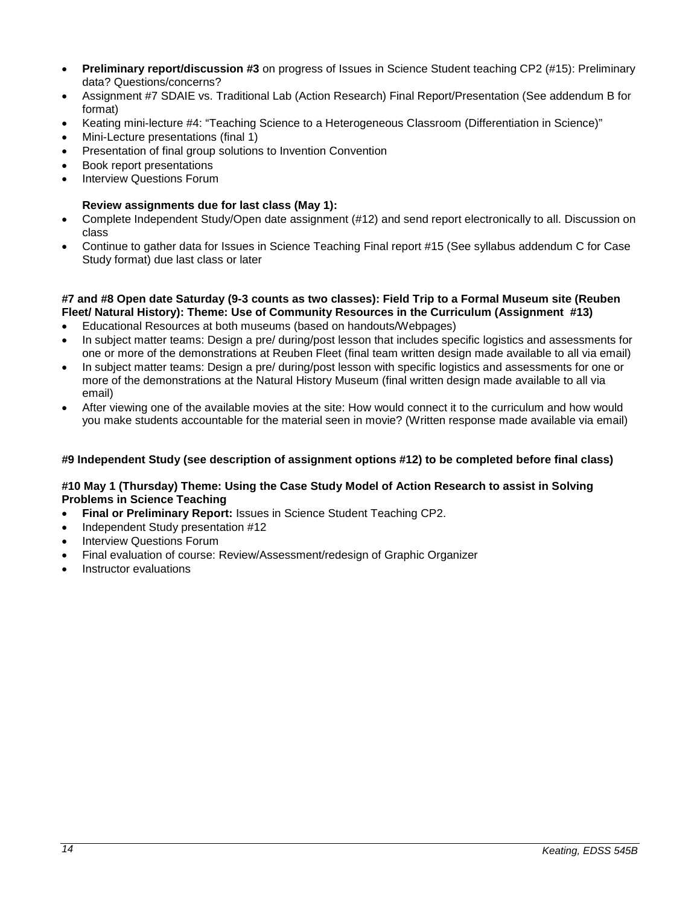- **Preliminary report/discussion #3** on progress of Issues in Science Student teaching CP2 (#15): Preliminary data? Questions/concerns?
- Assignment #7 SDAIE vs. Traditional Lab (Action Research) Final Report/Presentation (See addendum B for format)
- Keating mini-lecture #4: “Teaching Science to a Heterogeneous Classroom (Differentiation in Science)”
- Mini-Lecture presentations (final 1)
- Presentation of final group solutions to Invention Convention
- Book report presentations
- Interview Questions Forum

**Review assignments due for last class (May 1):**

- Complete Independent Study/Open date assignment (#12) and send report electronically to all. Discussion on class
- Continue to gather data for Issues in Science Teaching Final report #15 (See syllabus addendum C for Case Study format) due last class or later

**#7 and #8 Open date Saturday (9-3 counts as two classes): Field Trip to a Formal Museum site (Reuben Fleet/ Natural History): Theme: Use of Community Resources in the Curriculum (Assignment #13)**

- Educational Resources at both museums (based on handouts/Webpages)
- In subject matter teams: Design a pre/ during/post lesson that includes specific logistics and assessments for one or more of the demonstrations at Reuben Fleet (final team written design made available to all via email)
- In subject matter teams: Design a pre/ during/post lesson with specific logistics and assessments for one or more of the demonstrations at the Natural History Museum (final written design made available to all via email)
- After viewing one of the available movies at the site: How would connect it to the curriculum and how would you make students accountable for the material seen in movie? (Written response made available via email)

**#9 Independent Study (see description of assignment options #12) to be completed before final class)**

**#10 May 1 (Thursday) Theme: Using the Case Study Model of Action Research to assist in Solving Problems in Science Teaching**

- **Final or Preliminary Report:** Issues in Science Student Teaching CP2.
- Independent Study presentation #12
- Interview Questions Forum
- Final evaluation of course: Review/Assessment/redesign of Graphic Organizer
- Instructor evaluations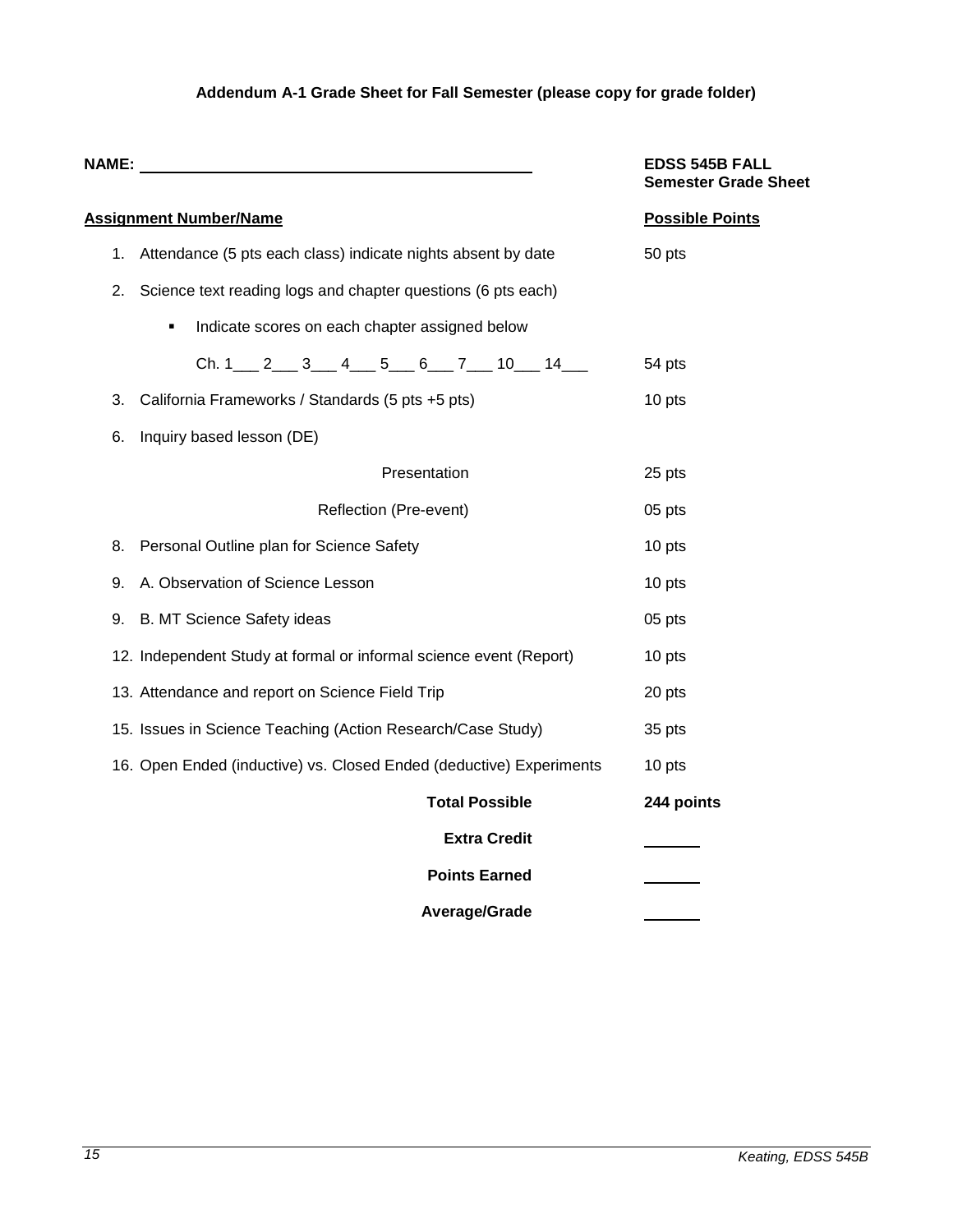**Addendum A-1 Grade Sheet for Fall Semester (please copy for grade folder)**

**NAME:** ____________________________________________

**EDSS 545B FALL**
**Semester Grade Sheet**

| **Assignment Number/Name** | **Possible Points** |
|---|---|
| 1. Attendance (5 pts each class) indicate nights absent by date | 50 pts |
| 2. Science text reading logs and chapter questions (6 pts each) | |
| ▪ Indicate scores on each chapter assigned below | |
| Ch. 1___ 2___ 3___ 4___ 5___ 6___ 7___ 10___ 14___ | 54 pts |
| 3. California Frameworks / Standards (5 pts +5 pts) | 10 pts |
| 6. Inquiry based lesson (DE) | |
| Presentation | 25 pts |
| Reflection (Pre-event) | 05 pts |
| 8. Personal Outline plan for Science Safety | 10 pts |
| 9. A. Observation of Science Lesson | 10 pts |
| 9. B. MT Science Safety ideas | 05 pts |
| 12. Independent Study at formal or informal science event (Report) | 10 pts |
| 13. Attendance and report on Science Field Trip | 20 pts |
| 15. Issues in Science Teaching (Action Research/Case Study) | 35 pts |
| 16. Open Ended (inductive) vs. Closed Ended (deductive) Experiments | 10 pts |
| **Total Possible** | **244 points** |
| **Extra Credit** | ______ |
| **Points Earned** | ______ |
| **Average/Grade** | ______ |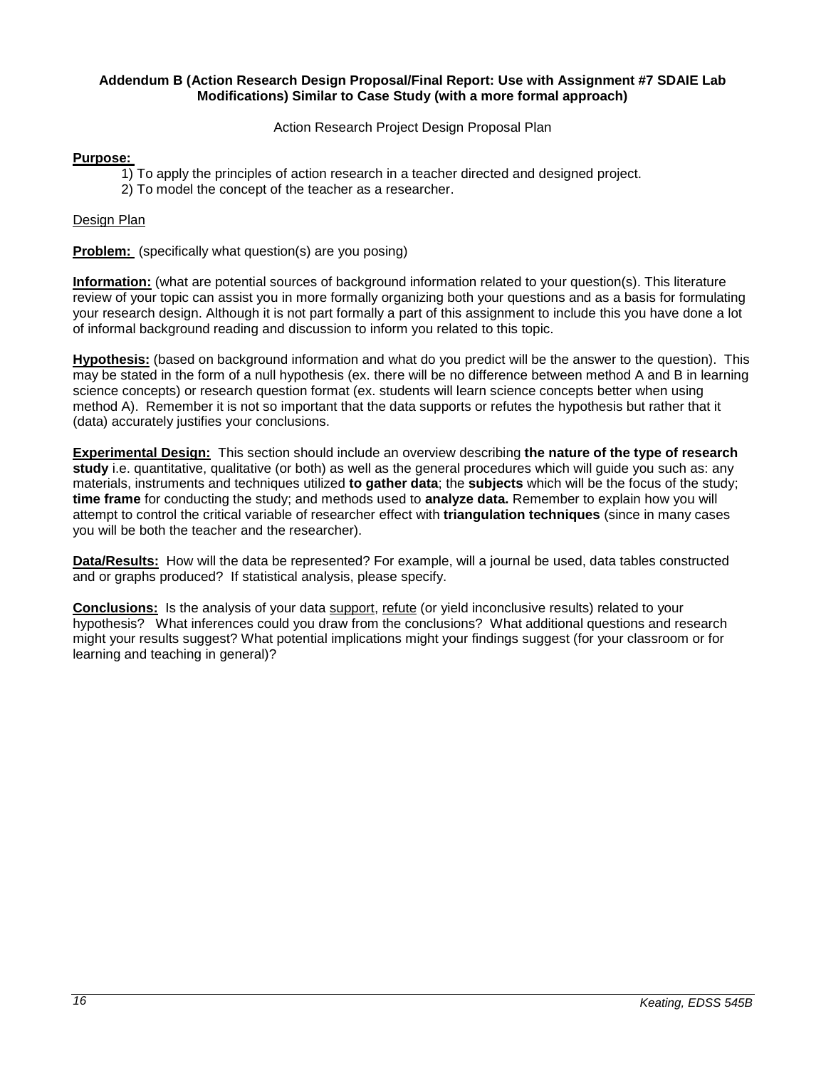**Addendum B (Action Research Design Proposal/Final Report: Use with Assignment #7 SDAIE Lab Modifications) Similar to Case Study (with a more formal approach)**

Action Research Project Design Proposal Plan

**Purpose:**

1) To apply the principles of action research in a teacher directed and designed project.
2) To model the concept of the teacher as a researcher.

Design Plan

**Problem:** (specifically what question(s) are you posing)

**Information:** (what are potential sources of background information related to your question(s). This literature review of your topic can assist you in more formally organizing both your questions and as a basis for formulating your research design. Although it is not part formally a part of this assignment to include this you have done a lot of informal background reading and discussion to inform you related to this topic.

**Hypothesis:** (based on background information and what do you predict will be the answer to the question). This may be stated in the form of a null hypothesis (ex. there will be no difference between method A and B in learning science concepts) or research question format (ex. students will learn science concepts better when using method A). Remember it is not so important that the data supports or refutes the hypothesis but rather that it (data) accurately justifies your conclusions.

**Experimental Design:** This section should include an overview describing **the nature of the type of research study** i.e. quantitative, qualitative (or both) as well as the general procedures which will guide you such as: any materials, instruments and techniques utilized **to gather data**; the **subjects** which will be the focus of the study; **time frame** for conducting the study; and methods used to **analyze data.** Remember to explain how you will attempt to control the critical variable of researcher effect with **triangulation techniques** (since in many cases you will be both the teacher and the researcher).

**Data/Results:** How will the data be represented? For example, will a journal be used, data tables constructed and or graphs produced? If statistical analysis, please specify.

**Conclusions:** Is the analysis of your data support, refute (or yield inconclusive results) related to your hypothesis? What inferences could you draw from the conclusions? What additional questions and research might your results suggest? What potential implications might your findings suggest (for your classroom or for learning and teaching in general)?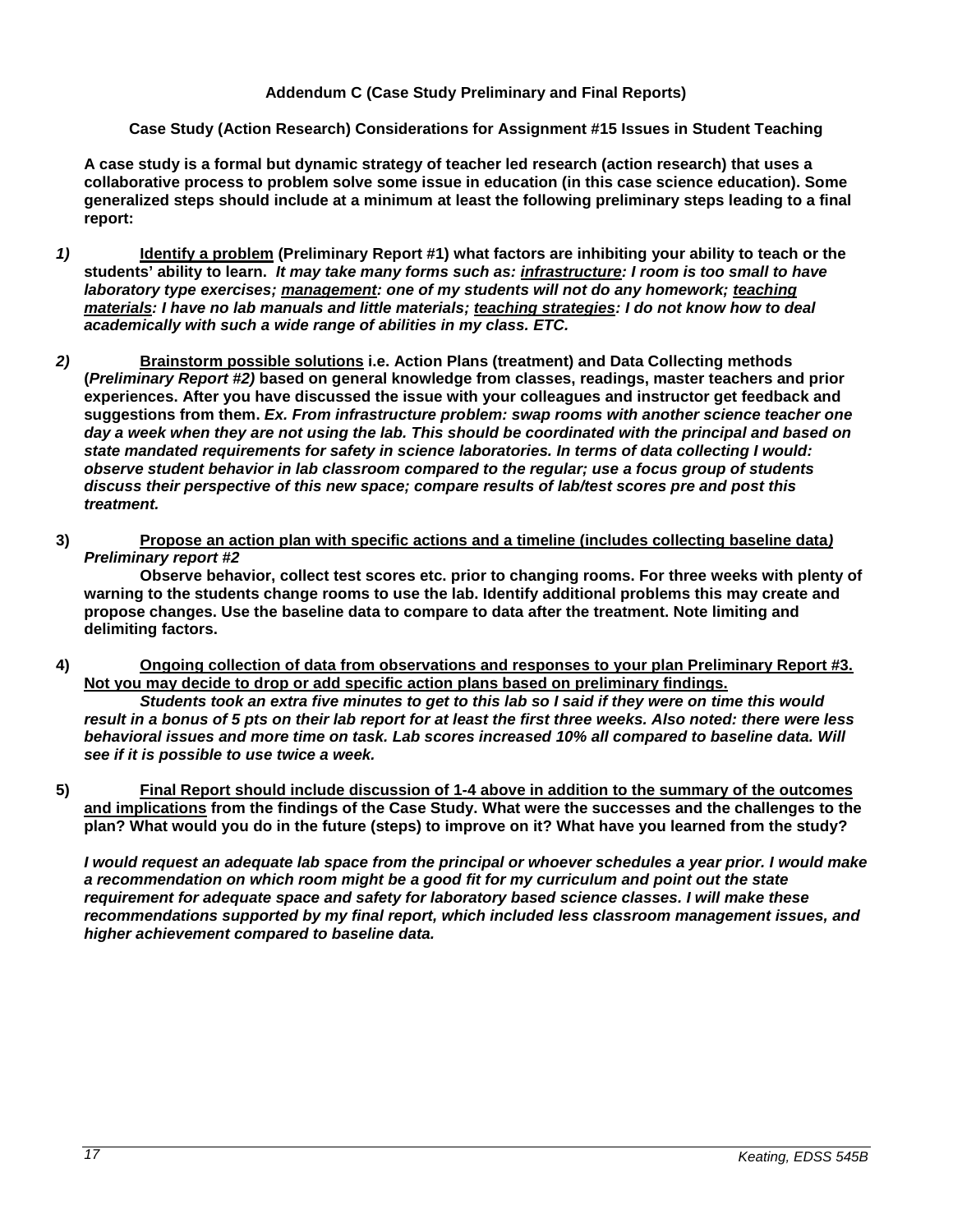**Addendum C (Case Study Preliminary and Final Reports)**

**Case Study (Action Research) Considerations for Assignment #15 Issues in Student Teaching**

**A case study is a formal but dynamic strategy of teacher led research (action research) that uses a collaborative process to problem solve some issue in education (in this case science education). Some generalized steps should include at a minimum at least the following preliminary steps leading to a final report:**

***1)*** **<u>Identify a problem</u> (Preliminary Report #1) what factors are inhibiting your ability to teach or the students' ability to learn.** ***It may take many forms such as: <u>infrastructure</u>: I room is too small to have laboratory type exercises; <u>management</u>: one of my students will not do any homework; <u>teaching materials</u>: I have no lab manuals and little materials; <u>teaching strategies</u>: I do not know how to deal academically with such a wide range of abilities in my class. ETC.***

***2)*** **<u>Brainstorm possible solutions</u> i.e. Action Plans (treatment) and Data Collecting methods (*Preliminary Report #2)* based on general knowledge from classes, readings, master teachers and prior experiences. After you have discussed the issue with your colleagues and instructor get feedback and suggestions from them.** ***Ex. From infrastructure problem: swap rooms with another science teacher one day a week when they are not using the lab. This should be coordinated with the principal and based on state mandated requirements for safety in science laboratories. In terms of data collecting I would: observe student behavior in lab classroom compared to the regular; use a focus group of students discuss their perspective of this new space; compare results of lab/test scores pre and post this treatment.***

**3)** **<u>Propose an action plan with specific actions and a timeline (includes collecting baseline data*)*</u>** ***Preliminary report #2***

**Observe behavior, collect test scores etc. prior to changing rooms. For three weeks with plenty of warning to the students change rooms to use the lab. Identify additional problems this may create and propose changes. Use the baseline data to compare to data after the treatment. Note limiting and delimiting factors.**

**4)** **<u>Ongoing collection of data from observations and responses to your plan Preliminary Report #3. Not you may decide to drop or add specific action plans based on preliminary findings.</u>**

***Students took an extra five minutes to get to this lab so I said if they were on time this would result in a bonus of 5 pts on their lab report for at least the first three weeks. Also noted: there were less behavioral issues and more time on task. Lab scores increased 10% all compared to baseline data. Will see if it is possible to use twice a week.***

**5)** **<u>Final Report should include discussion of 1-4 above in addition to the summary of the outcomes and implications</u> from the findings of the Case Study. What were the successes and the challenges to the plan? What would you do in the future (steps) to improve on it? What have you learned from the study?**

***I would request an adequate lab space from the principal or whoever schedules a year prior. I would make a recommendation on which room might be a good fit for my curriculum and point out the state requirement for adequate space and safety for laboratory based science classes. I will make these recommendations supported by my final report, which included less classroom management issues, and higher achievement compared to baseline data.***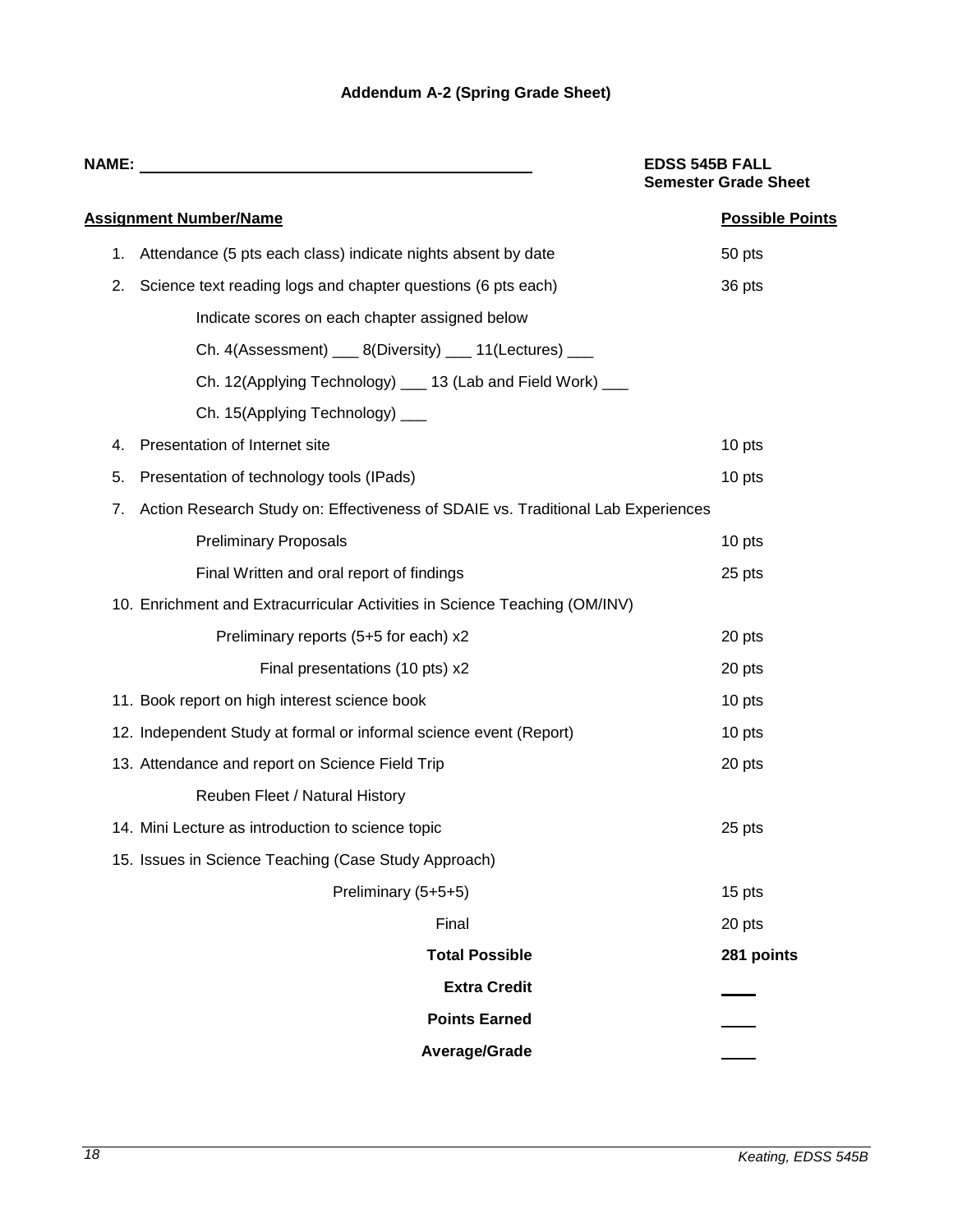**Addendum A-2 (Spring Grade Sheet)**

**NAME:** ____________________________________________ **EDSS 545B FALL Semester Grade Sheet**

| **Assignment Number/Name** | **Possible Points** |
|---|---|
| 1. Attendance (5 pts each class) indicate nights absent by date | 50 pts |
| 2. Science text reading logs and chapter questions (6 pts each) | 36 pts |
| Indicate scores on each chapter assigned below | |
| Ch. 4(Assessment) ___ 8(Diversity) ___ 11(Lectures) ___ | |
| Ch. 12(Applying Technology) ___ 13 (Lab and Field Work) ___ | |
| Ch. 15(Applying Technology) ___ | |
| 4. Presentation of Internet site | 10 pts |
| 5. Presentation of technology tools (IPads) | 10 pts |
| 7. Action Research Study on: Effectiveness of SDAIE vs. Traditional Lab Experiences | |
| Preliminary Proposals | 10 pts |
| Final Written and oral report of findings | 25 pts |
| 10. Enrichment and Extracurricular Activities in Science Teaching (OM/INV) | |
| Preliminary reports (5+5 for each) x2 | 20 pts |
| Final presentations (10 pts) x2 | 20 pts |
| 11. Book report on high interest science book | 10 pts |
| 12. Independent Study at formal or informal science event (Report) | 10 pts |
| 13. Attendance and report on Science Field Trip | 20 pts |
| Reuben Fleet / Natural History | |
| 14. Mini Lecture as introduction to science topic | 25 pts |
| 15. Issues in Science Teaching (Case Study Approach) | |
| Preliminary (5+5+5) | 15 pts |
| Final | 20 pts |
| **Total Possible** | **281 points** |
| **Extra Credit** | ____ |
| **Points Earned** | ____ |
| **Average/Grade** | ____ |